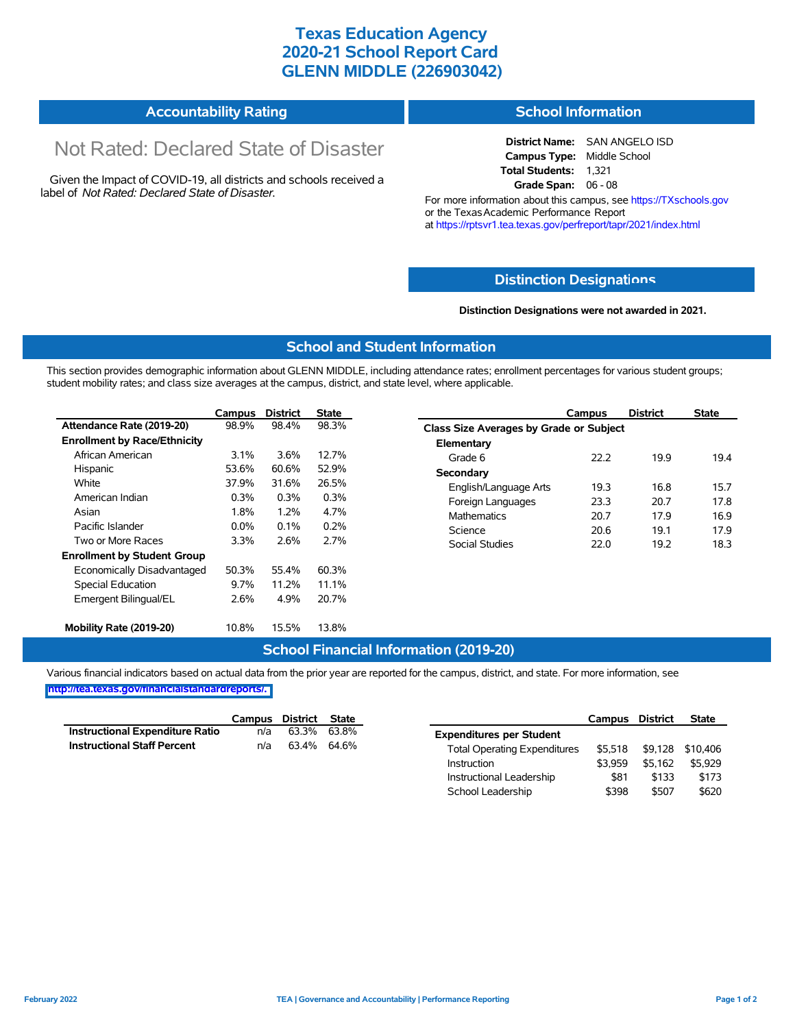# Texas Education Agency
# 2020-21 School Report Card
# GLENN MIDDLE (226903042)

## Accountability Rating

Not Rated: Declared State of Disaster

Given the Impact of COVID-19, all districts and schools received a label of *Not Rated: Declared State of Disaster*.

## School Information

**District Name:** SAN ANGELO ISD
**Campus Type:** Middle School
**Total Students:** 1,321
**Grade Span:** 06 - 08

For more information about this campus, see https://TXschools.gov or the Texas Academic Performance Report at https://rptsvr1.tea.texas.gov/perfreport/tapr/2021/index.html

## Distinction Designations

**Distinction Designations were not awarded in 2021.**

## School and Student Information

This section provides demographic information about GLENN MIDDLE, including attendance rates; enrollment percentages for various student groups; student mobility rates; and class size averages at the campus, district, and state level, where applicable.

| | Campus | District | State |
|---|---|---|---|
| **Attendance Rate (2019-20)** | 98.9% | 98.4% | 98.3% |
| **Enrollment by Race/Ethnicity** | | | |
| African American | 3.1% | 3.6% | 12.7% |
| Hispanic | 53.6% | 60.6% | 52.9% |
| White | 37.9% | 31.6% | 26.5% |
| American Indian | 0.3% | 0.3% | 0.3% |
| Asian | 1.8% | 1.2% | 4.7% |
| Pacific Islander | 0.0% | 0.1% | 0.2% |
| Two or More Races | 3.3% | 2.6% | 2.7% |
| **Enrollment by Student Group** | | | |
| Economically Disadvantaged | 50.3% | 55.4% | 60.3% |
| Special Education | 9.7% | 11.2% | 11.1% |
| Emergent Bilingual/EL | 2.6% | 4.9% | 20.7% |
| **Mobility Rate (2019-20)** | 10.8% | 15.5% | 13.8% |

| | Campus | District | State |
|---|---|---|---|
| **Class Size Averages by Grade or Subject** | | | |
| **Elementary** | | | |
| Grade 6 | 22.2 | 19.9 | 19.4 |
| **Secondary** | | | |
| English/Language Arts | 19.3 | 16.8 | 15.7 |
| Foreign Languages | 23.3 | 20.7 | 17.8 |
| Mathematics | 20.7 | 17.9 | 16.9 |
| Science | 20.6 | 19.1 | 17.9 |
| Social Studies | 22.0 | 19.2 | 18.3 |

## School Financial Information (2019-20)

Various financial indicators based on actual data from the prior year are reported for the campus, district, and state. For more information, see http://tea.texas.gov/financialstandardreports/.

| | Campus | District | State |
|---|---|---|---|
| **Instructional Expenditure Ratio** | n/a | 63.3% | 63.8% |
| **Instructional Staff Percent** | n/a | 63.4% | 64.6% |

| | Campus | District | State |
|---|---|---|---|
| **Expenditures per Student** | | | |
| Total Operating Expenditures | $5,518 | $9,128 | $10,406 |
| Instruction | $3,959 | $5,162 | $5,929 |
| Instructional Leadership | $81 | $133 | $173 |
| School Leadership | $398 | $507 | $620 |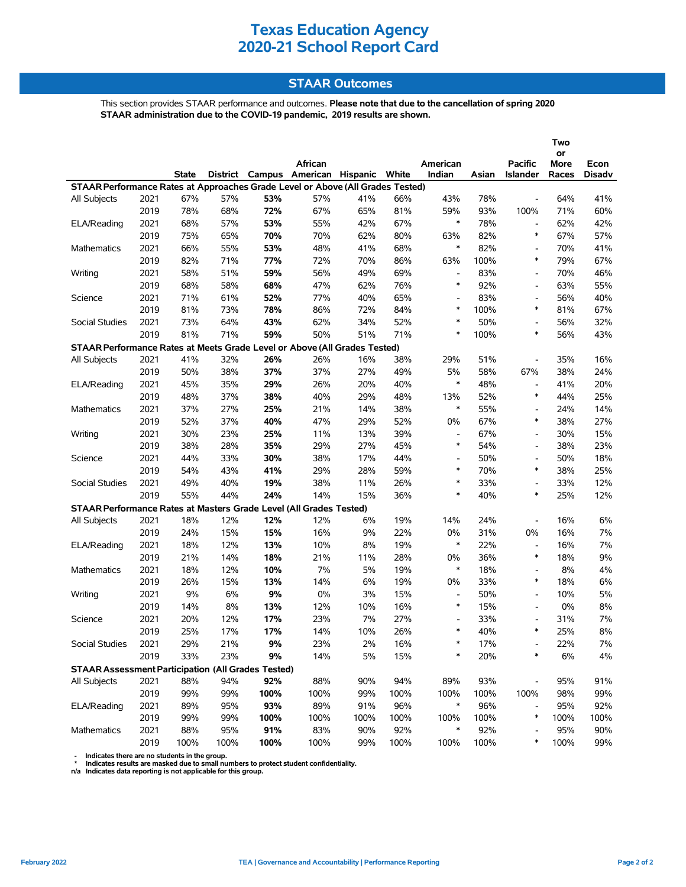# Texas Education Agency
# 2020-21 School Report Card

## STAAR Outcomes

This section provides STAAR performance and outcomes. **Please note that due to the cancellation of spring 2020 STAAR administration due to the COVID-19 pandemic, 2019 results are shown.**

| | | State | District | Campus | African American | Hispanic | White | American Indian | Asian | Pacific Islander | Two or More Races | Econ Disadv |
|---|---|---|---|---|---|---|---|---|---|---|---|---|
| **STAAR Performance Rates at Approaches Grade Level or Above (All Grades Tested)** | | | | | | | | | | | | |
| All Subjects | 2021 | 67% | 57% | **53%** | 57% | 41% | 66% | 43% | 78% | - | 64% | 41% |
| | 2019 | 78% | 68% | **72%** | 67% | 65% | 81% | 59% | 93% | 100% | 71% | 60% |
| ELA/Reading | 2021 | 68% | 57% | **53%** | 55% | 42% | 67% | * | 78% | - | 62% | 42% |
| | 2019 | 75% | 65% | **70%** | 70% | 62% | 80% | 63% | 82% | * | 67% | 57% |
| Mathematics | 2021 | 66% | 55% | **53%** | 48% | 41% | 68% | * | 82% | - | 70% | 41% |
| | 2019 | 82% | 71% | **77%** | 72% | 70% | 86% | 63% | 100% | * | 79% | 67% |
| Writing | 2021 | 58% | 51% | **59%** | 56% | 49% | 69% | - | 83% | - | 70% | 46% |
| | 2019 | 68% | 58% | **68%** | 47% | 62% | 76% | * | 92% | - | 63% | 55% |
| Science | 2021 | 71% | 61% | **52%** | 77% | 40% | 65% | - | 83% | - | 56% | 40% |
| | 2019 | 81% | 73% | **78%** | 86% | 72% | 84% | * | 100% | * | 81% | 67% |
| Social Studies | 2021 | 73% | 64% | **43%** | 62% | 34% | 52% | * | 50% | - | 56% | 32% |
| | 2019 | 81% | 71% | **59%** | 50% | 51% | 71% | * | 100% | * | 56% | 43% |
| **STAAR Performance Rates at Meets Grade Level or Above (All Grades Tested)** | | | | | | | | | | | | |
| All Subjects | 2021 | 41% | 32% | **26%** | 26% | 16% | 38% | 29% | 51% | - | 35% | 16% |
| | 2019 | 50% | 38% | **37%** | 37% | 27% | 49% | 5% | 58% | 67% | 38% | 24% |
| ELA/Reading | 2021 | 45% | 35% | **29%** | 26% | 20% | 40% | * | 48% | - | 41% | 20% |
| | 2019 | 48% | 37% | **38%** | 40% | 29% | 48% | 13% | 52% | * | 44% | 25% |
| Mathematics | 2021 | 37% | 27% | **25%** | 21% | 14% | 38% | * | 55% | - | 24% | 14% |
| | 2019 | 52% | 37% | **40%** | 47% | 29% | 52% | 0% | 67% | * | 38% | 27% |
| Writing | 2021 | 30% | 23% | **25%** | 11% | 13% | 39% | - | 67% | - | 30% | 15% |
| | 2019 | 38% | 28% | **35%** | 29% | 27% | 45% | * | 54% | - | 38% | 23% |
| Science | 2021 | 44% | 33% | **30%** | 38% | 17% | 44% | - | 50% | - | 50% | 18% |
| | 2019 | 54% | 43% | **41%** | 29% | 28% | 59% | * | 70% | * | 38% | 25% |
| Social Studies | 2021 | 49% | 40% | **19%** | 38% | 11% | 26% | * | 33% | - | 33% | 12% |
| | 2019 | 55% | 44% | **24%** | 14% | 15% | 36% | * | 40% | * | 25% | 12% |
| **STAAR Performance Rates at Masters Grade Level (All Grades Tested)** | | | | | | | | | | | | |
| All Subjects | 2021 | 18% | 12% | **12%** | 12% | 6% | 19% | 14% | 24% | - | 16% | 6% |
| | 2019 | 24% | 15% | **15%** | 16% | 9% | 22% | 0% | 31% | 0% | 16% | 7% |
| ELA/Reading | 2021 | 18% | 12% | **13%** | 10% | 8% | 19% | * | 22% | - | 16% | 7% |
| | 2019 | 21% | 14% | **18%** | 21% | 11% | 28% | 0% | 36% | * | 18% | 9% |
| Mathematics | 2021 | 18% | 12% | **10%** | 7% | 5% | 19% | * | 18% | - | 8% | 4% |
| | 2019 | 26% | 15% | **13%** | 14% | 6% | 19% | 0% | 33% | * | 18% | 6% |
| Writing | 2021 | 9% | 6% | **9%** | 0% | 3% | 15% | - | 50% | - | 10% | 5% |
| | 2019 | 14% | 8% | **13%** | 12% | 10% | 16% | * | 15% | - | 0% | 8% |
| Science | 2021 | 20% | 12% | **17%** | 23% | 7% | 27% | - | 33% | - | 31% | 7% |
| | 2019 | 25% | 17% | **17%** | 14% | 10% | 26% | * | 40% | * | 25% | 8% |
| Social Studies | 2021 | 29% | 21% | **9%** | 23% | 2% | 16% | * | 17% | - | 22% | 7% |
| | 2019 | 33% | 23% | **9%** | 14% | 5% | 15% | * | 20% | * | 6% | 4% |
| **STAAR Assessment Participation (All Grades Tested)** | | | | | | | | | | | | |
| All Subjects | 2021 | 88% | 94% | **92%** | 88% | 90% | 94% | 89% | 93% | - | 95% | 91% |
| | 2019 | 99% | 99% | **100%** | 100% | 99% | 100% | 100% | 100% | 100% | 98% | 99% |
| ELA/Reading | 2021 | 89% | 95% | **93%** | 89% | 91% | 96% | * | 96% | - | 95% | 92% |
| | 2019 | 99% | 99% | **100%** | 100% | 100% | 100% | 100% | 100% | * | 100% | 100% |
| Mathematics | 2021 | 88% | 95% | **91%** | 83% | 90% | 92% | * | 92% | - | 95% | 90% |
| | 2019 | 100% | 100% | **100%** | 100% | 99% | 100% | 100% | 100% | * | 100% | 99% |

- Indicates there are no students in the group.
* Indicates results are masked due to small numbers to protect student confidentiality.
n/a Indicates data reporting is not applicable for this group.